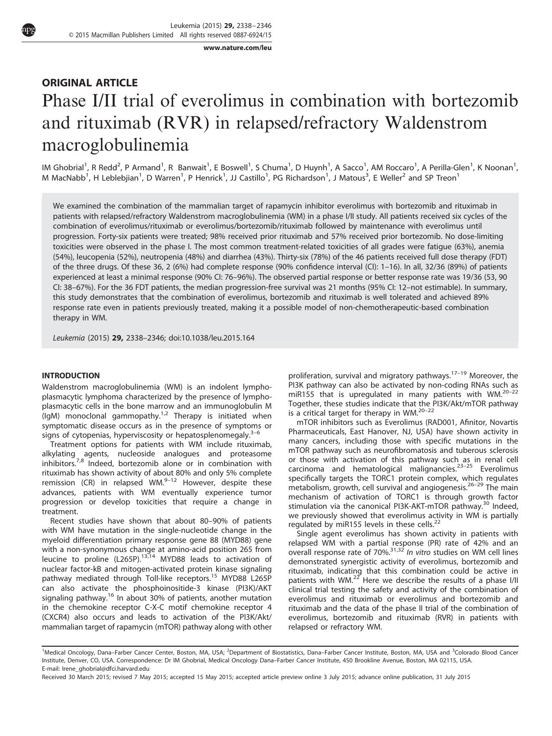## ORIGINAL ARTICLE

# Phase I/II trial of everolimus in combination with bortezomib and rituximab (RVR) in relapsed/refractory Waldenstrom macroglobulinemia

IM Ghobrial[1], R Redd[2], P Armand[1], R Banwait[1], E Boswell[1], S Chuma[1], D Huynh[1], A Sacco[1], AM Roccaro[1], A Perilla-Glen[1], K Noonan[1], M MacNabb[1], H Leblebjian[1], D Warren[1], P Henrick[1], JJ Castillo[1], PG Richardson[1], J Matous[3], E Weller[2] and SP Treon[1]

We examined the combination of the mammalian target of rapamycin inhibitor everolimus with bortezomib and rituximab in patients with relapsed/refractory Waldenstrom macroglobulinemia (WM) in a phase I/II study. All patients received six cycles of the combination of everolimus/rituximab or everolimus/bortezomib/rituximab followed by maintenance with everolimus until progression. Forty-six patients were treated; 98% received prior rituximab and 57% received prior bortezomib. No dose-limiting toxicities were observed in the phase I. The most common treatment-related toxicities of all grades were fatigue (63%), anemia (54%), leucopenia (52%), neutropenia (48%) and diarrhea (43%). Thirty-six (78%) of the 46 patients received full dose therapy (FDT) of the three drugs. Of these 36, 2 (6%) had complete response (90% confidence interval (CI): 1–16). In all, 32/36 (89%) of patients experienced at least a minimal response (90% CI: 76–96%). The observed partial response or better response rate was 19/36 (53, 90 CI: 38–67%). For the 36 FDT patients, the median progression-free survival was 21 months (95% CI: 12–not estimable). In summary, this study demonstrates that the combination of everolimus, bortezomib and rituximab is well tolerated and achieved 89% response rate even in patients previously treated, making it a possible model of non-chemotherapeutic-based combination therapy in WM.

*Leukemia* (2015) **29,** 2338–2346; doi:10.1038/leu.2015.164

## INTRODUCTION

Waldenstrom macroglobulinemia (WM) is an indolent lymphoplasmacytic lymphoma characterized by the presence of lymphoplasmacytic cells in the bone marrow and an immunoglobulin M (IgM) monoclonal gammopathy.[1,2] Therapy is initiated when symptomatic disease occurs as in the presence of symptoms or signs of cytopenias, hyperviscosity or hepatosplenomegaly.[3–6]

Treatment options for patients with WM include rituximab, alkylating agents, nucleoside analogues and proteasome inhibitors.[7,8] Indeed, bortezomib alone or in combination with rituximab has shown activity of about 80% and only 5% complete remission (CR) in relapsed WM.[9–12] However, despite these advances, patients with WM eventually experience tumor progression or develop toxicities that require a change in treatment.

Recent studies have shown that about 80–90% of patients with WM have mutation in the single-nucleotide change in the myeloid differentiation primary response gene 88 (MYD88) gene with a non-synonymous change at amino-acid position 265 from leucine to proline (L265P).[13,14] MYD88 leads to activation of nuclear factor-kB and mitogen-activated protein kinase signaling pathway mediated through Toll-like receptors.[15] MYD88 L265P can also activate the phosphoinositide-3 kinase (PI3K)/AKT signaling pathway.[16] In about 30% of patients, another mutation in the chemokine receptor C-X-C motif chemokine receptor 4 (CXCR4) also occurs and leads to activation of the PI3K/Akt/mammalian target of rapamycin (mTOR) pathway along with other proliferation, survival and migratory pathways.[17–19] Moreover, the PI3K pathway can also be activated by non-coding RNAs such as miR155 that is upregulated in many patients with WM.[20–22] Together, these studies indicate that the PI3K/Akt/mTOR pathway is a critical target for therapy in WM.[20–22]

mTOR inhibitors such as Everolimus (RAD001, Afinitor, Novartis Pharmaceuticals, East Hanover, NJ, USA) have shown activity in many cancers, including those with specific mutations in the mTOR pathway such as neurofibromatosis and tuberous sclerosis or those with activation of this pathway such as in renal cell carcinoma and hematological malignancies.[23–25] Everolimus specifically targets the TORC1 protein complex, which regulates metabolism, growth, cell survival and angiogenesis.[26–29] The main mechanism of activation of TORC1 is through growth factor stimulation via the canonical PI3K-AKT-mTOR pathway.[30] Indeed, we previously showed that everolimus activity in WM is partially regulated by miR155 levels in these cells.[22]

Single agent everolimus has shown activity in patients with relapsed WM with a partial response (PR) rate of 42% and an overall response rate of 70%.[31,32] *In vitro* studies on WM cell lines demonstrated synergistic activity of everolimus, bortezomib and rituximab, indicating that this combination could be active in patients with WM.[22] Here we describe the results of a phase I/II clinical trial testing the safety and activity of the combination of everolimus and rituximab or everolimus and bortezomib and rituximab and the data of the phase II trial of the combination of everolimus, bortezomib and rituximab (RVR) in patients with relapsed or refractory WM.

[1]Medical Oncology, Dana–Farber Cancer Center, Boston, MA, USA; [2]Department of Biostatistics, Dana–Farber Cancer Institute, Boston, MA, USA and [3]Colorado Blood Cancer Institute, Denver, CO, USA. Correspondence: Dr IM Ghobrial, Medical Oncology Dana–Farber Cancer Institute, 450 Brookline Avenue, Boston, MA 02115, USA.
E-mail: Irene_ghobrial@dfci.harvard.edu

Received 30 March 2015; revised 7 May 2015; accepted 15 May 2015; accepted article preview online 3 July 2015; advance online publication, 31 July 2015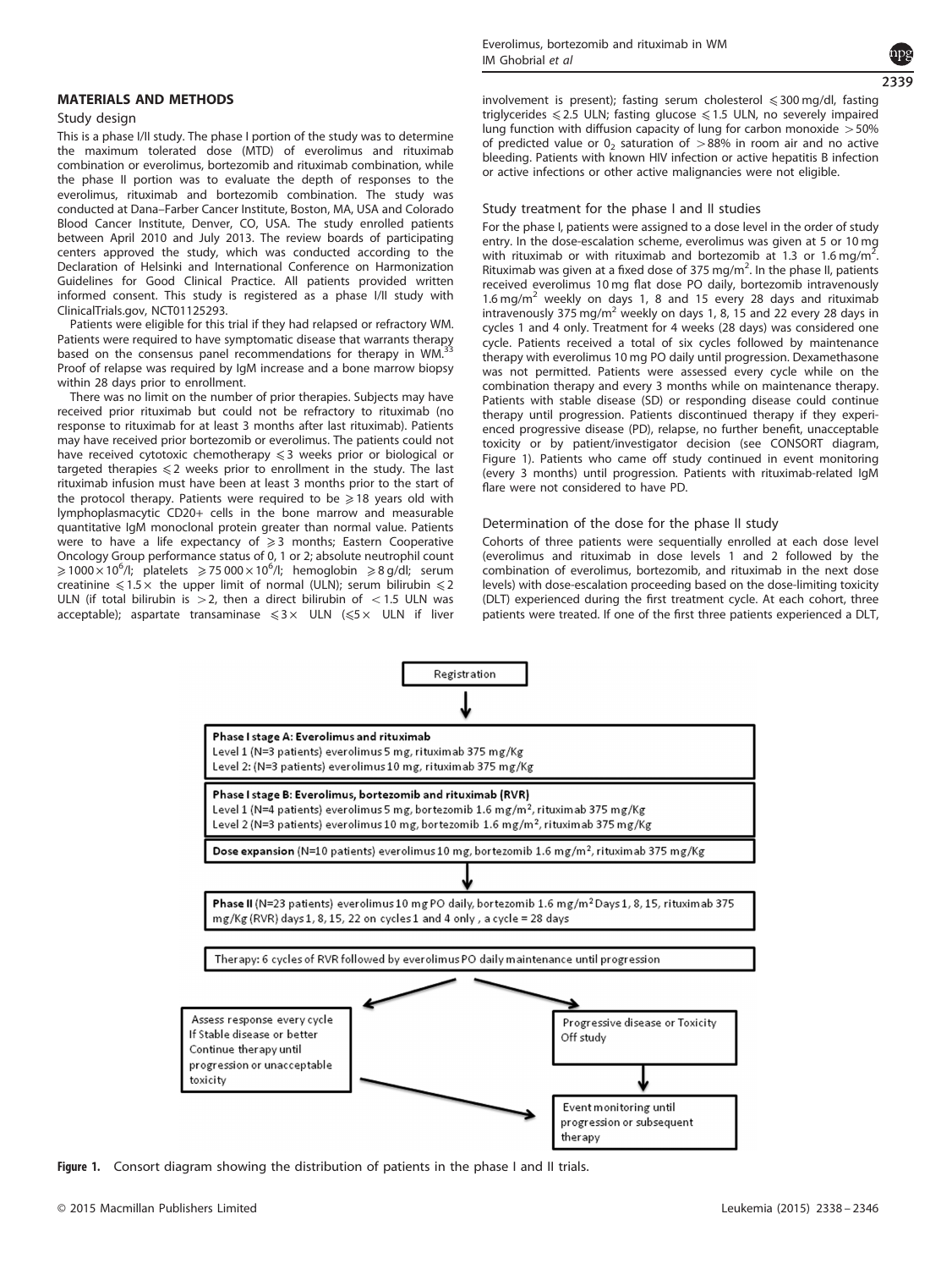## MATERIALS AND METHODS

### Study design

This is a phase I/II study. The phase I portion of the study was to determine the maximum tolerated dose (MTD) of everolimus and rituximab combination or everolimus, bortezomib and rituximab combination, while the phase II portion was to evaluate the depth of responses to the everolimus, rituximab and bortezomib combination. The study was conducted at Dana–Farber Cancer Institute, Boston, MA, USA and Colorado Blood Cancer Institute, Denver, CO, USA. The study enrolled patients between April 2010 and July 2013. The review boards of participating centers approved the study, which was conducted according to the Declaration of Helsinki and International Conference on Harmonization Guidelines for Good Clinical Practice. All patients provided written informed consent. This study is registered as a phase I/II study with ClinicalTrials.gov, NCT01125293.

Patients were eligible for this trial if they had relapsed or refractory WM. Patients were required to have symptomatic disease that warrants therapy based on the consensus panel recommendations for therapy in WM.[33] Proof of relapse was required by IgM increase and a bone marrow biopsy within 28 days prior to enrollment.

There was no limit on the number of prior therapies. Subjects may have received prior rituximab but could not be refractory to rituximab (no response to rituximab for at least 3 months after last rituximab). Patients may have received prior bortezomib or everolimus. The patients could not have received cytotoxic chemotherapy ⩽3 weeks prior or biological or targeted therapies ⩽2 weeks prior to enrollment in the study. The last rituximab infusion must have been at least 3 months prior to the start of the protocol therapy. Patients were required to be ⩾18 years old with lymphoplasmacytic CD20+ cells in the bone marrow and measurable quantitative IgM monoclonal protein greater than normal value. Patients were to have a life expectancy of ⩾3 months; Eastern Cooperative Oncology Group performance status of 0, 1 or 2; absolute neutrophil count $\geqslant 1000 \times 10^6$/l; platelets $\geqslant 75\,000 \times 10^6$/l; hemoglobin ⩾8 g/dl; serum creatinine ⩽1.5× the upper limit of normal (ULN); serum bilirubin ⩽2 ULN (if total bilirubin is >2, then a direct bilirubin of <1.5 ULN was acceptable); aspartate transaminase ⩽3× ULN (⩽5× ULN if liver involvement is present); fasting serum cholesterol ⩽300 mg/dl, fasting triglycerides ⩽2.5 ULN; fasting glucose ⩽1.5 ULN, no severely impaired lung function with diffusion capacity of lung for carbon monoxide >50% of predicted value or $0_2$ saturation of >88% in room air and no active bleeding. Patients with known HIV infection or active hepatitis B infection or active infections or other active malignancies were not eligible.

### Study treatment for the phase I and II studies

For the phase I, patients were assigned to a dose level in the order of study entry. In the dose-escalation scheme, everolimus was given at 5 or 10 mg with rituximab or with rituximab and bortezomib at 1.3 or 1.6 mg/m$^2$. Rituximab was given at a fixed dose of 375 mg/m$^2$. In the phase II, patients received everolimus 10 mg flat dose PO daily, bortezomib intravenously 1.6 mg/m$^2$ weekly on days 1, 8 and 15 every 28 days and rituximab intravenously 375 mg/m$^2$ weekly on days 1, 8, 15 and 22 every 28 days in cycles 1 and 4 only. Treatment for 4 weeks (28 days) was considered one cycle. Patients received a total of six cycles followed by maintenance therapy with everolimus 10 mg PO daily until progression. Dexamethasone was not permitted. Patients were assessed every cycle while on the combination therapy and every 3 months while on maintenance therapy. Patients with stable disease (SD) or responding disease could continue therapy until progression. Patients discontinued therapy if they experienced progressive disease (PD), relapse, no further benefit, unacceptable toxicity or by patient/investigator decision (see CONSORT diagram, Figure 1). Patients who came off study continued in event monitoring (every 3 months) until progression. Patients with rituximab-related IgM flare were not considered to have PD.

### Determination of the dose for the phase II study

Cohorts of three patients were sequentially enrolled at each dose level (everolimus and rituximab in dose levels 1 and 2 followed by the combination of everolimus, bortezomib, and rituximab in the next dose levels) with dose-escalation proceeding based on the dose-limiting toxicity (DLT) experienced during the first treatment cycle. At each cohort, three patients were treated. If one of the first three patients experienced a DLT,

Registration

**Phase I stage A: Everolimus and rituximab**
Level 1 (N=3 patients) everolimus 5 mg, rituximab 375 mg/Kg
Level 2: (N=3 patients) everolimus 10 mg, rituximab 375 mg/Kg

**Phase I stage B: Everolimus, bortezomib and rituximab (RVR)**
Level 1 (N=4 patients) everolimus 5 mg, bortezomib 1.6 mg/m$^2$, rituximab 375 mg/Kg
Level 2 (N=3 patients) everolimus 10 mg, bortezomib 1.6 mg/m$^2$, rituximab 375 mg/Kg

**Dose expansion** (N=10 patients) everolimus 10 mg, bortezomib 1.6 mg/m$^2$, rituximab 375 mg/Kg

**Phase II** (N=23 patients) everolimus 10 mg PO daily, bortezomib 1.6 mg/m$^2$ Days 1, 8, 15, rituximab 375 mg/Kg (RVR) days 1, 8, 15, 22 on cycles 1 and 4 only , a cycle = 28 days

Therapy: 6 cycles of RVR followed by everolimus PO daily maintenance until progression

Assess response every cycle
If Stable disease or better
Continue therapy until progression or unacceptable toxicity

Progressive disease or Toxicity
Off study

Event monitoring until progression or subsequent therapy

**Figure 1.** Consort diagram showing the distribution of patients in the phase I and II trials.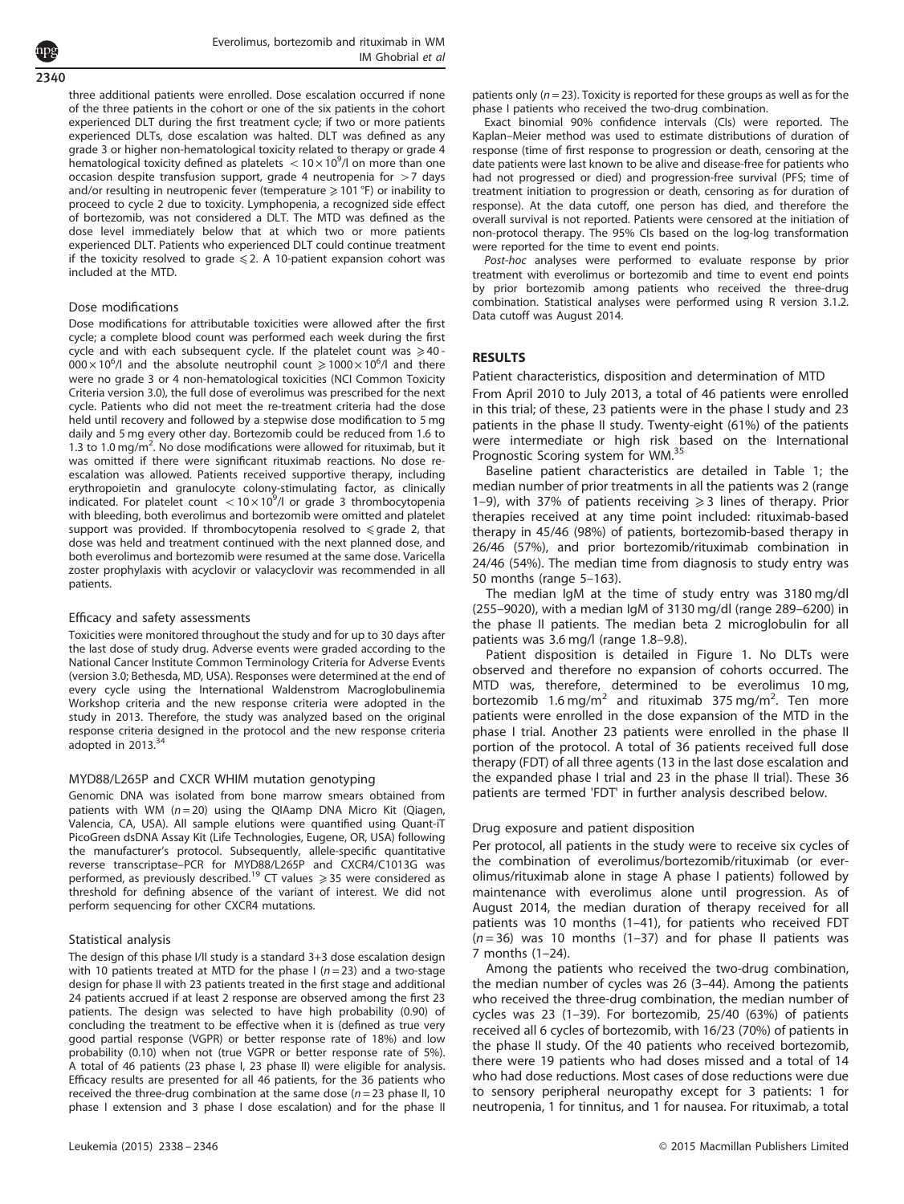three additional patients were enrolled. Dose escalation occurred if none of the three patients in the cohort or one of the six patients in the cohort experienced DLT during the first treatment cycle; if two or more patients experienced DLTs, dose escalation was halted. DLT was defined as any grade 3 or higher non-hematological toxicity related to therapy or grade 4 hematological toxicity defined as platelets $< 10 \times 10^9$/l on more than one occasion despite transfusion support, grade 4 neutropenia for $>7$ days and/or resulting in neutropenic fever (temperature $\geqslant 101$ °F) or inability to proceed to cycle 2 due to toxicity. Lymphopenia, a recognized side effect of bortezomib, was not considered a DLT. The MTD was defined as the dose level immediately below that at which two or more patients experienced DLT. Patients who experienced DLT could continue treatment if the toxicity resolved to grade $\leqslant 2$. A 10-patient expansion cohort was included at the MTD.

### Dose modifications

Dose modifications for attributable toxicities were allowed after the first cycle; a complete blood count was performed each week during the first cycle and with each subsequent cycle. If the platelet count was $\geqslant 40\,000 \times 10^6$/l and the absolute neutrophil count $\geqslant 1000 \times 10^6$/l and there were no grade 3 or 4 non-hematological toxicities (NCI Common Toxicity Criteria version 3.0), the full dose of everolimus was prescribed for the next cycle. Patients who did not meet the re-treatment criteria had the dose held until recovery and followed by a stepwise dose modification to 5 mg daily and 5 mg every other day. Bortezomib could be reduced from 1.6 to 1.3 to 1.0 mg/m$^2$. No dose modifications were allowed for rituximab, but it was omitted if there were significant rituximab reactions. No dose re-escalation was allowed. Patients received supportive therapy, including erythropoietin and granulocyte colony-stimulating factor, as clinically indicated. For platelet count $< 10 \times 10^9$/l or grade 3 thrombocytopenia with bleeding, both everolimus and bortezomib were omitted and platelet support was provided. If thrombocytopenia resolved to $\leqslant$grade 2, that dose was held and treatment continued with the next planned dose, and both everolimus and bortezomib were resumed at the same dose. Varicella zoster prophylaxis with acyclovir or valacyclovir was recommended in all patients.

### Efficacy and safety assessments

Toxicities were monitored throughout the study and for up to 30 days after the last dose of study drug. Adverse events were graded according to the National Cancer Institute Common Terminology Criteria for Adverse Events (version 3.0; Bethesda, MD, USA). Responses were determined at the end of every cycle using the International Waldenstrom Macroglobulinemia Workshop criteria and the new response criteria were adopted in the study in 2013. Therefore, the study was analyzed based on the original response criteria designed in the protocol and the new response criteria adopted in 2013.[34]

### MYD88/L265P and CXCR WHIM mutation genotyping

Genomic DNA was isolated from bone marrow smears obtained from patients with WM ($n = 20$) using the QIAamp DNA Micro Kit (Qiagen, Valencia, CA, USA). All sample elutions were quantified using Quant-iT PicoGreen dsDNA Assay Kit (Life Technologies, Eugene, OR, USA) following the manufacturer's protocol. Subsequently, allele-specific quantitative reverse transcriptase–PCR for MYD88/L265P and CXCR4/C1013G was performed, as previously described.[19] CT values $\geqslant 35$ were considered as threshold for defining absence of the variant of interest. We did not perform sequencing for other CXCR4 mutations.

### Statistical analysis

The design of this phase I/II study is a standard 3+3 dose escalation design with 10 patients treated at MTD for the phase I ($n = 23$) and a two-stage design for phase II with 23 patients treated in the first stage and additional 24 patients accrued if at least 2 response are observed among the first 23 patients. The design was selected to have high probability (0.90) of concluding the treatment to be effective when it is (defined as true very good partial response (VGPR) or better response rate of 18%) and low probability (0.10) when not (true VGPR or better response rate of 5%). A total of 46 patients (23 phase I, 23 phase II) were eligible for analysis. Efficacy results are presented for all 46 patients, for the 36 patients who received the three-drug combination at the same dose ($n = 23$ phase II, 10 phase I extension and 3 phase I dose escalation) and for the phase II patients only ($n = 23$). Toxicity is reported for these groups as well as for the phase I patients who received the two-drug combination.

Exact binomial 90% confidence intervals (CIs) were reported. The Kaplan–Meier method was used to estimate distributions of duration of response (time of first response to progression or death, censoring at the date patients were last known to be alive and disease-free for patients who had not progressed or died) and progression-free survival (PFS; time of treatment initiation to progression or death, censoring as for duration of response). At the data cutoff, one person has died, and therefore the overall survival is not reported. Patients were censored at the initiation of non-protocol therapy. The 95% CIs based on the log-log transformation were reported for the time to event end points.

*Post-hoc* analyses were performed to evaluate response by prior treatment with everolimus or bortezomib and time to event end points by prior bortezomib among patients who received the three-drug combination. Statistical analyses were performed using R version 3.1.2. Data cutoff was August 2014.

## RESULTS

### Patient characteristics, disposition and determination of MTD

From April 2010 to July 2013, a total of 46 patients were enrolled in this trial; of these, 23 patients were in the phase I study and 23 patients in the phase II study. Twenty-eight (61%) of the patients were intermediate or high risk based on the International Prognostic Scoring system for WM.[35]

Baseline patient characteristics are detailed in Table 1; the median number of prior treatments in all the patients was 2 (range 1–9), with 37% of patients receiving $\geqslant 3$ lines of therapy. Prior therapies received at any time point included: rituximab-based therapy in 45/46 (98%) of patients, bortezomib-based therapy in 26/46 (57%), and prior bortezomib/rituximab combination in 24/46 (54%). The median time from diagnosis to study entry was 50 months (range 5–163).

The median IgM at the time of study entry was 3180 mg/dl (255–9020), with a median IgM of 3130 mg/dl (range 289–6200) in the phase II patients. The median beta 2 microglobulin for all patients was 3.6 mg/l (range 1.8–9.8).

Patient disposition is detailed in Figure 1. No DLTs were observed and therefore no expansion of cohorts occurred. The MTD was, therefore, determined to be everolimus 10 mg, bortezomib 1.6 mg/m$^2$ and rituximab 375 mg/m$^2$. Ten more patients were enrolled in the dose expansion of the MTD in the phase I trial. Another 23 patients were enrolled in the phase II portion of the protocol. A total of 36 patients received full dose therapy (FDT) of all three agents (13 in the last dose escalation and the expanded phase I trial and 23 in the phase II trial). These 36 patients are termed 'FDT' in further analysis described below.

### Drug exposure and patient disposition

Per protocol, all patients in the study were to receive six cycles of the combination of everolimus/bortezomib/rituximab (or everolimus/rituximab alone in stage A phase I patients) followed by maintenance with everolimus alone until progression. As of August 2014, the median duration of therapy received for all patients was 10 months (1–41), for patients who received FDT ($n = 36$) was 10 months (1–37) and for phase II patients was 7 months (1–24).

Among the patients who received the two-drug combination, the median number of cycles was 26 (3–44). Among the patients who received the three-drug combination, the median number of cycles was 23 (1–39). For bortezomib, 25/40 (63%) of patients received all 6 cycles of bortezomib, with 16/23 (70%) of patients in the phase II study. Of the 40 patients who received bortezomib, there were 19 patients who had doses missed and a total of 14 who had dose reductions. Most cases of dose reductions were due to sensory peripheral neuropathy except for 3 patients: 1 for neutropenia, 1 for tinnitus, and 1 for nausea. For rituximab, a total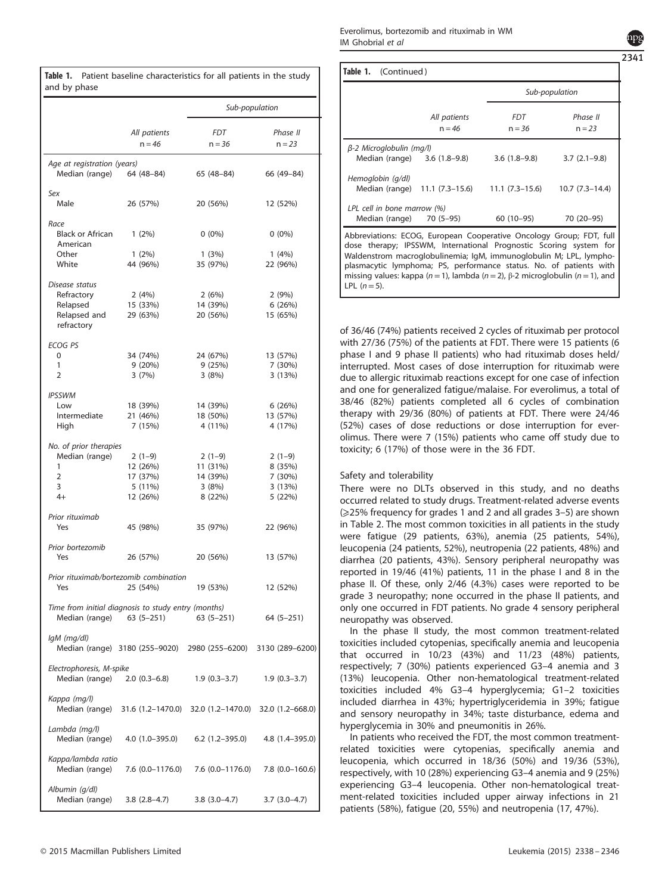**Table 1.** Patient baseline characteristics for all patients in the study and by phase

| | All patients n = 46 | Sub-population FDT n = 36 | Phase II n = 23 |
|---|---|---|---|
| *Age at registration (years)* | | | |
| Median (range) | 64 (48–84) | 65 (48–84) | 66 (49–84) |
| *Sex* | | | |
| Male | 26 (57%) | 20 (56%) | 12 (52%) |
| *Race* | | | |
| Black or African American | 1 (2%) | 0 (0%) | 0 (0%) |
| Other | 1 (2%) | 1 (3%) | 1 (4%) |
| White | 44 (96%) | 35 (97%) | 22 (96%) |
| *Disease status* | | | |
| Refractory | 2 (4%) | 2 (6%) | 2 (9%) |
| Relapsed | 15 (33%) | 14 (39%) | 6 (26%) |
| Relapsed and refractory | 29 (63%) | 20 (56%) | 15 (65%) |
| *ECOG PS* | | | |
| 0 | 34 (74%) | 24 (67%) | 13 (57%) |
| 1 | 9 (20%) | 9 (25%) | 7 (30%) |
| 2 | 3 (7%) | 3 (8%) | 3 (13%) |
| *IPSSWM* | | | |
| Low | 18 (39%) | 14 (39%) | 6 (26%) |
| Intermediate | 21 (46%) | 18 (50%) | 13 (57%) |
| High | 7 (15%) | 4 (11%) | 4 (17%) |
| *No. of prior therapies* | | | |
| Median (range) | 2 (1–9) | 2 (1–9) | 2 (1–9) |
| 1 | 12 (26%) | 11 (31%) | 8 (35%) |
| 2 | 17 (37%) | 14 (39%) | 7 (30%) |
| 3 | 5 (11%) | 3 (8%) | 3 (13%) |
| 4+ | 12 (26%) | 8 (22%) | 5 (22%) |
| *Prior rituximab* | | | |
| Yes | 45 (98%) | 35 (97%) | 22 (96%) |
| *Prior bortezomib* | | | |
| Yes | 26 (57%) | 20 (56%) | 13 (57%) |
| *Prior rituximab/bortezomib combination* | | | |
| Yes | 25 (54%) | 19 (53%) | 12 (52%) |
| *Time from initial diagnosis to study entry (months)* | | | |
| Median (range) | 63 (5–251) | 63 (5–251) | 64 (5–251) |
| *IgM (mg/dl)* | | | |
| Median (range) | 3180 (255–9020) | 2980 (255–6200) | 3130 (289–6200) |
| *Electrophoresis, M-spike* | | | |
| Median (range) | 2.0 (0.3–6.8) | 1.9 (0.3–3.7) | 1.9 (0.3–3.7) |
| *Kappa (mg/l)* | | | |
| Median (range) | 31.6 (1.2–1470.0) | 32.0 (1.2–1470.0) | 32.0 (1.2–668.0) |
| *Lambda (mg/l)* | | | |
| Median (range) | 4.0 (1.0–395.0) | 6.2 (1.2–395.0) | 4.8 (1.4–395.0) |
| *Kappa/lambda ratio* | | | |
| Median (range) | 7.6 (0.0–1176.0) | 7.6 (0.0–1176.0) | 7.8 (0.0–160.6) |
| *Albumin (g/dl)* | | | |
| Median (range) | 3.8 (2.8–4.7) | 3.8 (3.0–4.7) | 3.7 (3.0–4.7) |
| *β-2 Microglobulin (mg/l)* | | | |
| Median (range) | 3.6 (1.8–9.8) | 3.6 (1.8–9.8) | 3.7 (2.1–9.8) |
| *Hemoglobin (g/dl)* | | | |
| Median (range) | 11.1 (7.3–15.6) | 11.1 (7.3–15.6) | 10.7 (7.3–14.4) |
| *LPL cell in bone marrow (%)* | | | |
| Median (range) | 70 (5–95) | 60 (10–95) | 70 (20–95) |

Abbreviations: ECOG, European Cooperative Oncology Group; FDT, full dose therapy; IPSSWM, International Prognostic Scoring system for Waldenstrom macroglobulinemia; IgM, immunoglobulin M; LPL, lymphoplasmacytic lymphoma; PS, performance status. No. of patients with missing values: kappa ($n = 1$), lambda ($n = 2$), β-2 microglobulin ($n = 1$), and LPL ($n = 5$).

of 36/46 (74%) patients received 2 cycles of rituximab per protocol with 27/36 (75%) of the patients at FDT. There were 15 patients (6 phase I and 9 phase II patients) who had rituximab doses held/interrupted. Most cases of dose interruption for rituximab were due to allergic rituximab reactions except for one case of infection and one for generalized fatigue/malaise. For everolimus, a total of 38/46 (82%) patients completed all 6 cycles of combination therapy with 29/36 (80%) of patients at FDT. There were 24/46 (52%) cases of dose reductions or dose interruption for everolimus. There were 7 (15%) patients who came off study due to toxicity; 6 (17%) of those were in the 36 FDT.

### Safety and tolerability

There were no DLTs observed in this study, and no deaths occurred related to study drugs. Treatment-related adverse events (⩾25% frequency for grades 1 and 2 and all grades 3–5) are shown in Table 2. The most common toxicities in all patients in the study were fatigue (29 patients, 63%), anemia (25 patients, 54%), leucopenia (24 patients, 52%), neutropenia (22 patients, 48%) and diarrhea (20 patients, 43%). Sensory peripheral neuropathy was reported in 19/46 (41%) patients, 11 in the phase I and 8 in the phase II. Of these, only 2/46 (4.3%) cases were reported to be grade 3 neuropathy; none occurred in the phase II patients, and only one occurred in FDT patients. No grade 4 sensory peripheral neuropathy was observed.

In the phase II study, the most common treatment-related toxicities included cytopenias, specifically anemia and leucopenia that occurred in 10/23 (43%) and 11/23 (48%) patients, respectively; 7 (30%) patients experienced G3–4 anemia and 3 (13%) leucopenia. Other non-hematological treatment-related toxicities included 4% G3–4 hyperglycemia; G1–2 toxicities included diarrhea in 43%; hypertriglyceridemia in 39%; fatigue and sensory neuropathy in 34%; taste disturbance, edema and hyperglycemia in 30% and pneumonitis in 26%.

In patients who received the FDT, the most common treatment-related toxicities were cytopenias, specifically anemia and leucopenia, which occurred in 18/36 (50%) and 19/36 (53%), respectively, with 10 (28%) experiencing G3–4 anemia and 9 (25%) experiencing G3–4 leucopenia. Other non-hematological treatment-related toxicities included upper airway infections in 21 patients (58%), fatigue (20, 55%) and neutropenia (17, 47%).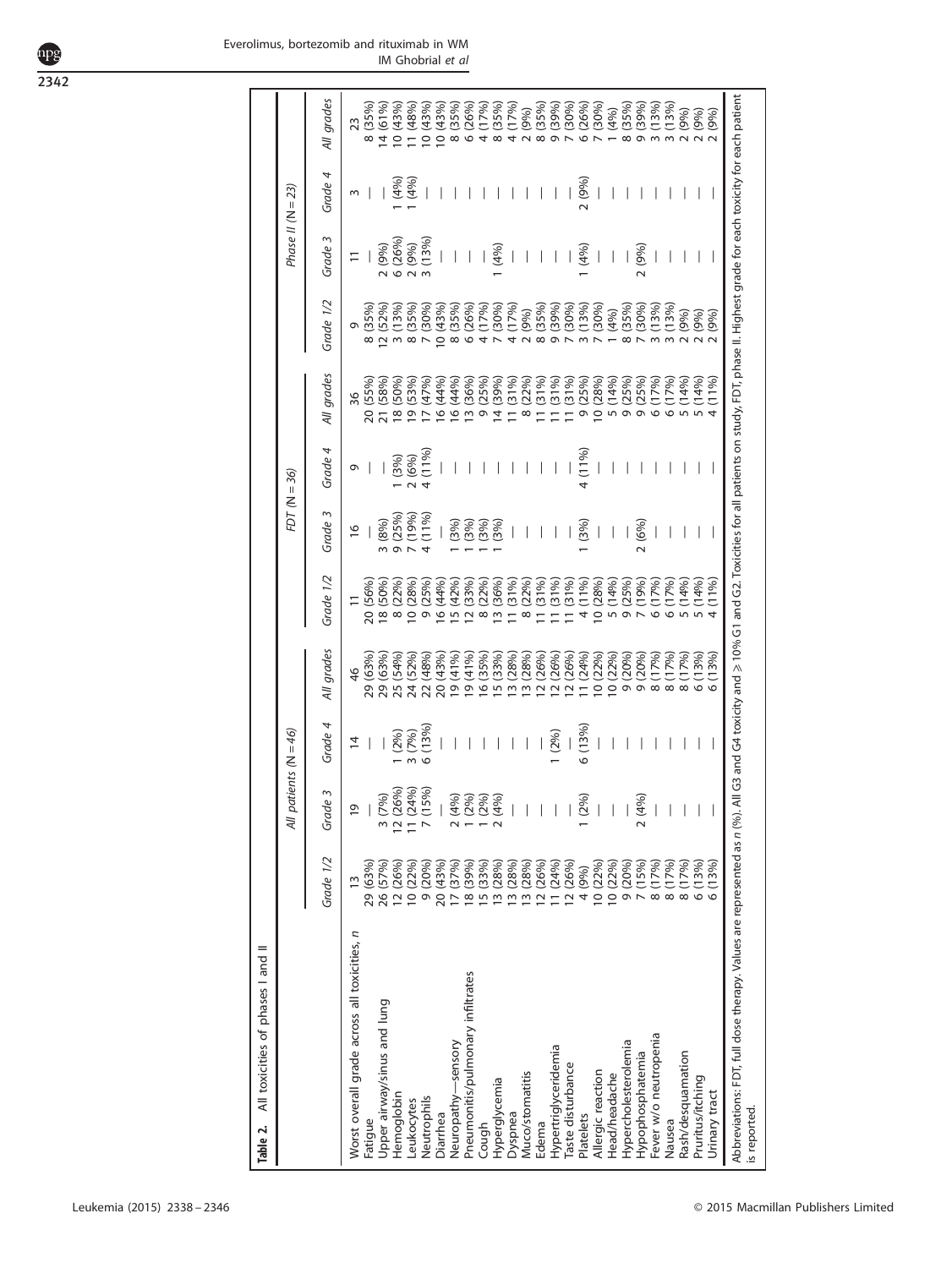**Table 2.** All toxicities of phases I and II

| | All patients (N = 46) | | | | FDT (N = 36) | | | | Phase II (N = 23) | | | |
|---|---|---|---|---|---|---|---|---|---|---|---|---|
| | Grade 1/2 | Grade 3 | Grade 4 | All grades | Grade 1/2 | Grade 3 | Grade 4 | All grades | Grade 1/2 | Grade 3 | Grade 4 | All grades |
| Worst overall grade across all toxicities, n | 13 | 19 | 14 | 46 | 11 | 16 | 9 | 36 | 9 | 11 | 3 | 23 |
| Fatigue | 29 (63%) | — | — | 29 (63%) | 20 (56%) | — | — | 20 (55%) | 8 (35%) | — | — | 8 (35%) |
| Upper airway/sinus and lung | 26 (57%) | 3 (7%) | — | 29 (63%) | 18 (50%) | 3 (8%) | — | 21 (58%) | 12 (52%) | 2 (9%) | — | 14 (61%) |
| Hemoglobin | 12 (26%) | 12 (26%) | 1 (2%) | 25 (54%) | 8 (22%) | 9 (25%) | 1 (3%) | 18 (50%) | 3 (13%) | 6 (26%) | 1 (4%) | 10 (43%) |
| Leukocytes | 10 (22%) | 11 (24%) | 3 (7%) | 24 (52%) | 10 (28%) | 7 (19%) | 2 (6%) | 19 (53%) | 8 (35%) | 2 (9%) | 1 (4%) | 11 (48%) |
| Neutrophils | 9 (20%) | 7 (15%) | 6 (13%) | 22 (48%) | 9 (25%) | 4 (11%) | 4 (11%) | 17 (47%) | 7 (30%) | 3 (13%) | — | 10 (43%) |
| Diarrhea | 20 (43%) | — | — | 20 (43%) | 16 (44%) | — | — | 16 (44%) | 10 (43%) | — | — | 10 (43%) |
| Neuropathy—sensory | 17 (37%) | 2 (4%) | — | 19 (41%) | 15 (42%) | 1 (3%) | — | 16 (44%) | 8 (35%) | — | — | 8 (35%) |
| Pneumonitis/pulmonary infiltrates | 18 (39%) | 1 (2%) | — | 19 (41%) | 12 (33%) | 1 (3%) | — | 13 (36%) | 6 (26%) | — | — | 6 (26%) |
| Cough | 15 (33%) | 1 (2%) | — | 16 (35%) | 8 (22%) | 1 (3%) | — | 9 (25%) | 4 (17%) | — | — | 4 (17%) |
| Hyperglycemia | 13 (28%) | 2 (4%) | — | 15 (33%) | 13 (36%) | 1 (3%) | — | 14 (39%) | 7 (30%) | 1 (4%) | — | 8 (35%) |
| Dyspnea | 13 (28%) | — | — | 13 (28%) | 11 (31%) | — | — | 11 (31%) | 4 (17%) | — | — | 4 (17%) |
| Muco/stomatitis | 13 (28%) | — | — | 13 (28%) | 8 (22%) | — | — | 8 (22%) | 2 (9%) | — | — | 2 (9%) |
| Edema | 12 (26%) | — | — | 12 (26%) | 11 (31%) | — | — | 11 (31%) | 8 (35%) | — | — | 8 (35%) |
| Hypertriglyceridemia | 11 (24%) | — | 1 (2%) | 12 (26%) | 11 (31%) | — | — | 11 (31%) | 9 (39%) | — | — | 9 (39%) |
| Taste disturbance | 12 (26%) | — | — | 12 (26%) | 11 (31%) | — | — | 11 (31%) | 7 (30%) | — | — | 7 (30%) |
| Platelets | 4 (9%) | 1 (2%) | 6 (13%) | 11 (24%) | 4 (11%) | 1 (3%) | 4 (11%) | 9 (25%) | 3 (13%) | 1 (4%) | 2 (9%) | 6 (26%) |
| Allergic reaction | 10 (22%) | — | — | 10 (22%) | 10 (28%) | — | — | 10 (28%) | 7 (30%) | — | — | 7 (30%) |
| Head/headache | 10 (22%) | — | — | 10 (22%) | 5 (14%) | — | — | 5 (14%) | 1 (4%) | — | — | 1 (4%) |
| Hypercholesterolemia | 9 (20%) | — | — | 9 (20%) | 9 (25%) | — | — | 9 (25%) | 8 (35%) | — | — | 8 (35%) |
| Hypophosphatemia | 7 (15%) | 2 (4%) | — | 9 (20%) | 7 (19%) | 2 (6%) | — | 9 (25%) | 7 (30%) | 2 (9%) | — | 9 (39%) |
| Fever w/o neutropenia | 8 (17%) | — | — | 8 (17%) | 6 (17%) | — | — | 6 (17%) | 3 (13%) | — | — | 3 (13%) |
| Nausea | 8 (17%) | — | — | 8 (17%) | 6 (17%) | — | — | 6 (17%) | 3 (13%) | — | — | 3 (13%) |
| Rash/desquamation | 8 (17%) | — | — | 8 (17%) | 5 (14%) | — | — | 5 (14%) | 2 (9%) | — | — | 2 (9%) |
| Pruritus/itching | 6 (13%) | — | — | 6 (13%) | 5 (14%) | — | — | 5 (14%) | 2 (9%) | — | — | 2 (9%) |
| Urinary tract | 6 (13%) | — | — | 6 (13%) | 4 (11%) | — | — | 4 (11%) | 2 (9%) | — | — | 2 (9%) |

Abbreviations: FDT, full dose therapy. Values are represented as n (%). All G3 and G4 toxicity and ≥10% G1 and G2. Toxicities for all patients on study, FDT, phase II. Highest grade for each toxicity for each patient is reported.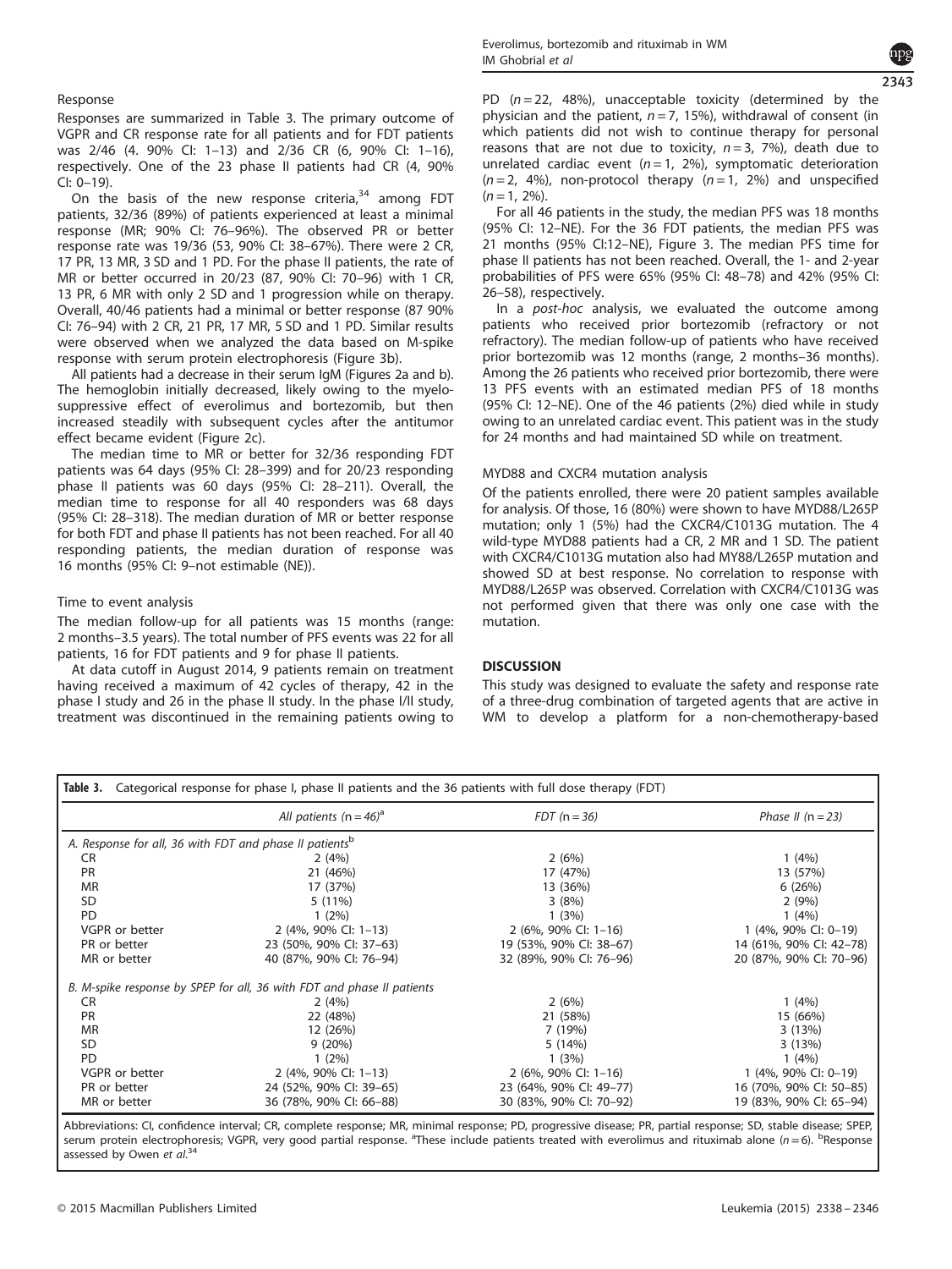### Response

Responses are summarized in Table 3. The primary outcome of VGPR and CR response rate for all patients and for FDT patients was 2/46 (4. 90% CI: 1–13) and 2/36 CR (6, 90% CI: 1–16), respectively. One of the 23 phase II patients had CR (4, 90% CI: 0–19).

On the basis of the new response criteria,[34] among FDT patients, 32/36 (89%) of patients experienced at least a minimal response (MR; 90% CI: 76–96%). The observed PR or better response rate was 19/36 (53, 90% CI: 38–67%). There were 2 CR, 17 PR, 13 MR, 3 SD and 1 PD. For the phase II patients, the rate of MR or better occurred in 20/23 (87, 90% CI: 70–96) with 1 CR, 13 PR, 6 MR with only 2 SD and 1 progression while on therapy. Overall, 40/46 patients had a minimal or better response (87 90% CI: 76–94) with 2 CR, 21 PR, 17 MR, 5 SD and 1 PD. Similar results were observed when we analyzed the data based on M-spike response with serum protein electrophoresis (Figure 3b).

All patients had a decrease in their serum IgM (Figures 2a and b). The hemoglobin initially decreased, likely owing to the myelosuppressive effect of everolimus and bortezomib, but then increased steadily with subsequent cycles after the antitumor effect became evident (Figure 2c).

The median time to MR or better for 32/36 responding FDT patients was 64 days (95% CI: 28–399) and for 20/23 responding phase II patients was 60 days (95% CI: 28–211). Overall, the median time to response for all 40 responders was 68 days (95% CI: 28–318). The median duration of MR or better response for both FDT and phase II patients has not been reached. For all 40 responding patients, the median duration of response was 16 months (95% CI: 9–not estimable (NE)).

### Time to event analysis

The median follow-up for all patients was 15 months (range: 2 months–3.5 years). The total number of PFS events was 22 for all patients, 16 for FDT patients and 9 for phase II patients.

At data cutoff in August 2014, 9 patients remain on treatment having received a maximum of 42 cycles of therapy, 42 in the phase I study and 26 in the phase II study. In the phase I/II study, treatment was discontinued in the remaining patients owing to PD ($n = 22$, 48%), unacceptable toxicity (determined by the physician and the patient, $n = 7$, 15%), withdrawal of consent (in which patients did not wish to continue therapy for personal reasons that are not due to toxicity, $n = 3$, 7%), death due to unrelated cardiac event ($n = 1$, 2%), symptomatic deterioration ($n = 2$, 4%), non-protocol therapy ($n = 1$, 2%) and unspecified ($n = 1$, 2%).

For all 46 patients in the study, the median PFS was 18 months (95% CI: 12–NE). For the 36 FDT patients, the median PFS was 21 months (95% CI:12–NE), Figure 3. The median PFS time for phase II patients has not been reached. Overall, the 1- and 2-year probabilities of PFS were 65% (95% CI: 48–78) and 42% (95% CI: 26–58), respectively.

In a *post-hoc* analysis, we evaluated the outcome among patients who received prior bortezomib (refractory or not refractory). The median follow-up of patients who have received prior bortezomib was 12 months (range, 2 months–36 months). Among the 26 patients who received prior bortezomib, there were 13 PFS events with an estimated median PFS of 18 months (95% CI: 12–NE). One of the 46 patients (2%) died while in study owing to an unrelated cardiac event. This patient was in the study for 24 months and had maintained SD while on treatment.

### MYD88 and CXCR4 mutation analysis

Of the patients enrolled, there were 20 patient samples available for analysis. Of those, 16 (80%) were shown to have MYD88/L265P mutation; only 1 (5%) had the CXCR4/C1013G mutation. The 4 wild-type MYD88 patients had a CR, 2 MR and 1 SD. The patient with CXCR4/C1013G mutation also had MY88/L265P mutation and showed SD at best response. No correlation to response with MYD88/L265P was observed. Correlation with CXCR4/C1013G was not performed given that there was only one case with the mutation.

## DISCUSSION

This study was designed to evaluate the safety and response rate of a three-drug combination of targeted agents that are active in WM to develop a platform for a non-chemotherapy-based

**Table 3.** Categorical response for phase I, phase II patients and the 36 patients with full dose therapy (FDT)

| | *All patients (n = 46)*[a] | *FDT (n = 36)* | *Phase II (n = 23)* |
|---|---|---|---|
| *A. Response for all, 36 with FDT and phase II patients*[b] | | | |
| CR | 2 (4%) | 2 (6%) | 1 (4%) |
| PR | 21 (46%) | 17 (47%) | 13 (57%) |
| MR | 17 (37%) | 13 (36%) | 6 (26%) |
| SD | 5 (11%) | 3 (8%) | 2 (9%) |
| PD | 1 (2%) | 1 (3%) | 1 (4%) |
| VGPR or better | 2 (4%, 90% CI: 1–13) | 2 (6%, 90% CI: 1–16) | 1 (4%, 90% CI: 0–19) |
| PR or better | 23 (50%, 90% CI: 37–63) | 19 (53%, 90% CI: 38–67) | 14 (61%, 90% CI: 42–78) |
| MR or better | 40 (87%, 90% CI: 76–94) | 32 (89%, 90% CI: 76–96) | 20 (87%, 90% CI: 70–96) |
| *B. M-spike response by SPEP for all, 36 with FDT and phase II patients* | | | |
| CR | 2 (4%) | 2 (6%) | 1 (4%) |
| PR | 22 (48%) | 21 (58%) | 15 (66%) |
| MR | 12 (26%) | 7 (19%) | 3 (13%) |
| SD | 9 (20%) | 5 (14%) | 3 (13%) |
| PD | 1 (2%) | 1 (3%) | 1 (4%) |
| VGPR or better | 2 (4%, 90% CI: 1–13) | 2 (6%, 90% CI: 1–16) | 1 (4%, 90% CI: 0–19) |
| PR or better | 24 (52%, 90% CI: 39–65) | 23 (64%, 90% CI: 49–77) | 16 (70%, 90% CI: 50–85) |
| MR or better | 36 (78%, 90% CI: 66–88) | 30 (83%, 90% CI: 70–92) | 19 (83%, 90% CI: 65–94) |

Abbreviations: CI, confidence interval; CR, complete response; MR, minimal response; PD, progressive disease; PR, partial response; SD, stable disease; SPEP, serum protein electrophoresis; VGPR, very good partial response. [a]These include patients treated with everolimus and rituximab alone ($n = 6$). [b]Response assessed by Owen *et al.*[34]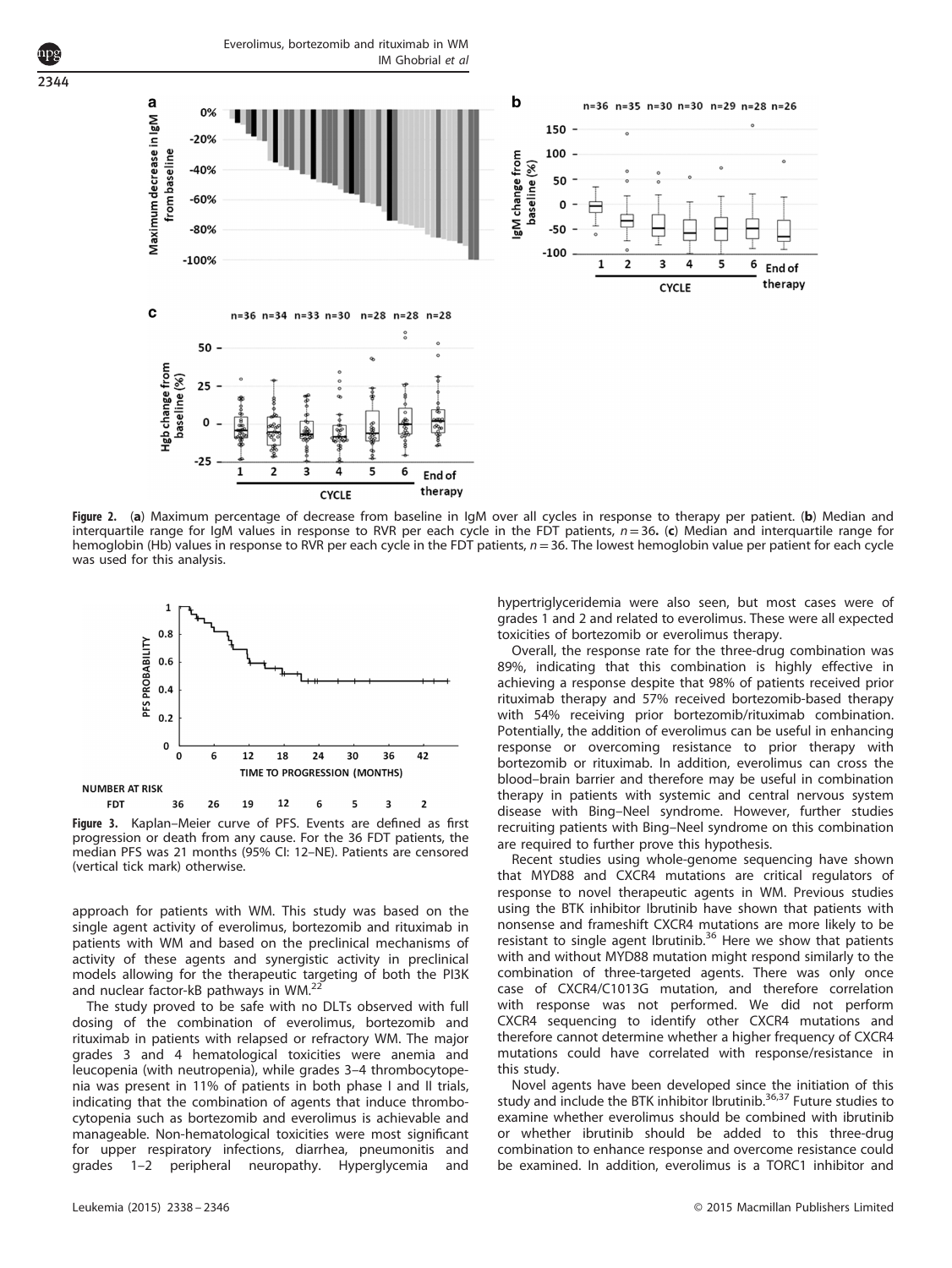**Figure 2.** (**a**) Maximum percentage of decrease from baseline in IgM over all cycles in response to therapy per patient. (**b**) Median and interquartile range for IgM values in response to RVR per each cycle in the FDT patients, $n = 36$. (**c**) Median and interquartile range for hemoglobin (Hb) values in response to RVR per each cycle in the FDT patients, $n = 36$. The lowest hemoglobin value per patient for each cycle was used for this analysis.

**Figure 3.** Kaplan–Meier curve of PFS. Events are defined as first progression or death from any cause. For the 36 FDT patients, the median PFS was 21 months (95% CI: 12–NE). Patients are censored (vertical tick mark) otherwise.

approach for patients with WM. This study was based on the single agent activity of everolimus, bortezomib and rituximab in patients with WM and based on the preclinical mechanisms of activity of these agents and synergistic activity in preclinical models allowing for the therapeutic targeting of both the PI3K and nuclear factor-kB pathways in WM.[22]

The study proved to be safe with no DLTs observed with full dosing of the combination of everolimus, bortezomib and rituximab in patients with relapsed or refractory WM. The major grades 3 and 4 hematological toxicities were anemia and leucopenia (with neutropenia), while grades 3–4 thrombocytopenia was present in 11% of patients in both phase I and II trials, indicating that the combination of agents that induce thrombocytopenia such as bortezomib and everolimus is achievable and manageable. Non-hematological toxicities were most significant for upper respiratory infections, diarrhea, pneumonitis and grades 1–2 peripheral neuropathy. Hyperglycemia and hypertriglyceridemia were also seen, but most cases were of grades 1 and 2 and related to everolimus. These were all expected toxicities of bortezomib or everolimus therapy.

Overall, the response rate for the three-drug combination was 89%, indicating that this combination is highly effective in achieving a response despite that 98% of patients received prior rituximab therapy and 57% received bortezomib-based therapy with 54% receiving prior bortezomib/rituximab combination. Potentially, the addition of everolimus can be useful in enhancing response or overcoming resistance to prior therapy with bortezomib or rituximab. In addition, everolimus can cross the blood–brain barrier and therefore may be useful in combination therapy in patients with systemic and central nervous system disease with Bing–Neel syndrome. However, further studies recruiting patients with Bing–Neel syndrome on this combination are required to further prove this hypothesis.

Recent studies using whole-genome sequencing have shown that MYD88 and CXCR4 mutations are critical regulators of response to novel therapeutic agents in WM. Previous studies using the BTK inhibitor Ibrutinib have shown that patients with nonsense and frameshift CXCR4 mutations are more likely to be resistant to single agent Ibrutinib.[36] Here we show that patients with and without MYD88 mutation might respond similarly to the combination of three-targeted agents. There was only once case of CXCR4/C1013G mutation, and therefore correlation with response was not performed. We did not perform CXCR4 sequencing to identify other CXCR4 mutations and therefore cannot determine whether a higher frequency of CXCR4 mutations could have correlated with response/resistance in this study.

Novel agents have been developed since the initiation of this study and include the BTK inhibitor Ibrutinib.[36,37] Future studies to examine whether everolimus should be combined with ibrutinib or whether ibrutinib should be added to this three-drug combination to enhance response and overcome resistance could be examined. In addition, everolimus is a TORC1 inhibitor and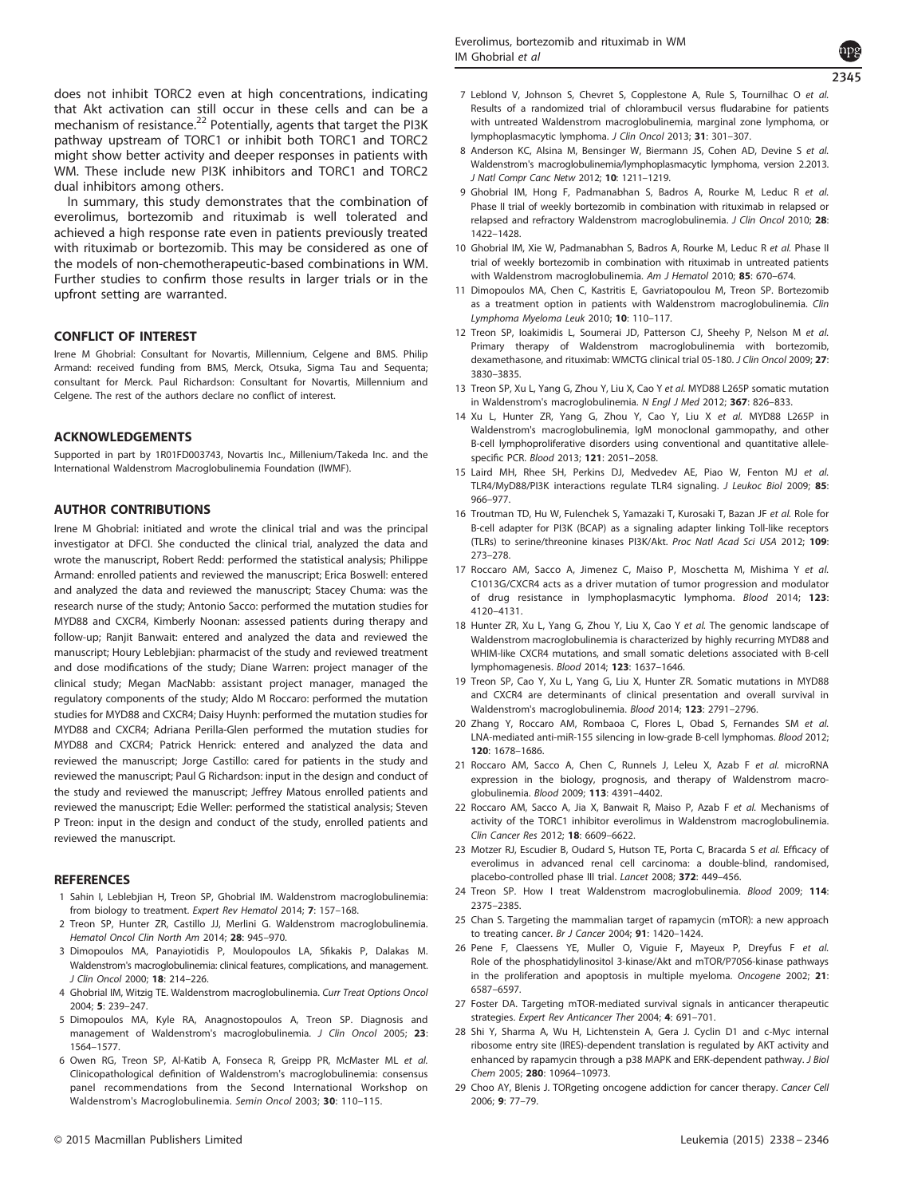does not inhibit TORC2 even at high concentrations, indicating that Akt activation can still occur in these cells and can be a mechanism of resistance.[22] Potentially, agents that target the PI3K pathway upstream of TORC1 or inhibit both TORC1 and TORC2 might show better activity and deeper responses in patients with WM. These include new PI3K inhibitors and TORC1 and TORC2 dual inhibitors among others.

In summary, this study demonstrates that the combination of everolimus, bortezomib and rituximab is well tolerated and achieved a high response rate even in patients previously treated with rituximab or bortezomib. This may be considered as one of the models of non-chemotherapeutic-based combinations in WM. Further studies to confirm those results in larger trials or in the upfront setting are warranted.

## CONFLICT OF INTEREST

Irene M Ghobrial: Consultant for Novartis, Millennium, Celgene and BMS. Philip Armand: received funding from BMS, Merck, Otsuka, Sigma Tau and Sequenta; consultant for Merck. Paul Richardson: Consultant for Novartis, Millennium and Celgene. The rest of the authors declare no conflict of interest.

## ACKNOWLEDGEMENTS

Supported in part by 1R01FD003743, Novartis Inc., Millenium/Takeda Inc. and the International Waldenstrom Macroglobulinemia Foundation (IWMF).

## AUTHOR CONTRIBUTIONS

Irene M Ghobrial: initiated and wrote the clinical trial and was the principal investigator at DFCI. She conducted the clinical trial, analyzed the data and wrote the manuscript, Robert Redd: performed the statistical analysis; Philippe Armand: enrolled patients and reviewed the manuscript; Erica Boswell: entered and analyzed the data and reviewed the manuscript; Stacey Chuma: was the research nurse of the study; Antonio Sacco: performed the mutation studies for MYD88 and CXCR4, Kimberly Noonan: assessed patients during therapy and follow-up; Ranjit Banwait: entered and analyzed the data and reviewed the manuscript; Houry Leblebjian: pharmacist of the study and reviewed treatment and dose modifications of the study; Diane Warren: project manager of the clinical study; Megan MacNabb: assistant project manager, managed the regulatory components of the study; Aldo M Roccaro: performed the mutation studies for MYD88 and CXCR4; Daisy Huynh: performed the mutation studies for MYD88 and CXCR4; Adriana Perilla-Glen performed the mutation studies for MYD88 and CXCR4; Patrick Henrick: entered and analyzed the data and reviewed the manuscript; Jorge Castillo: cared for patients in the study and reviewed the manuscript; Paul G Richardson: input in the design and conduct of the study and reviewed the manuscript; Jeffrey Matous enrolled patients and reviewed the manuscript; Edie Weller: performed the statistical analysis; Steven P Treon: input in the design and conduct of the study, enrolled patients and reviewed the manuscript.

## REFERENCES

1. Sahin I, Leblebjian H, Treon SP, Ghobrial IM. Waldenstrom macroglobulinemia: from biology to treatment. *Expert Rev Hematol* 2014; **7**: 157–168.
2. Treon SP, Hunter ZR, Castillo JJ, Merlini G. Waldenstrom macroglobulinemia. *Hematol Oncol Clin North Am* 2014; **28**: 945–970.
3. Dimopoulos MA, Panayiotidis P, Moulopoulos LA, Sfikakis P, Dalakas M. Waldenstrom's macroglobulinemia: clinical features, complications, and management. *J Clin Oncol* 2000; **18**: 214–226.
4. Ghobrial IM, Witzig TE. Waldenstrom macroglobulinemia. *Curr Treat Options Oncol* 2004; **5**: 239–247.
5. Dimopoulos MA, Kyle RA, Anagnostopoulos A, Treon SP. Diagnosis and management of Waldenstrom's macroglobulinemia. *J Clin Oncol* 2005; **23**: 1564–1577.
6. Owen RG, Treon SP, Al-Katib A, Fonseca R, Greipp PR, McMaster ML *et al.* Clinicopathological definition of Waldenstrom's macroglobulinemia: consensus panel recommendations from the Second International Workshop on Waldenstrom's Macroglobulinemia. *Semin Oncol* 2003; **30**: 110–115.
7. Leblond V, Johnson S, Chevret S, Copplestone A, Rule S, Tournilhac O *et al.* Results of a randomized trial of chlorambucil versus fludarabine for patients with untreated Waldenstrom macroglobulinemia, marginal zone lymphoma, or lymphoplasmacytic lymphoma. *J Clin Oncol* 2013; **31**: 301–307.
8. Anderson KC, Alsina M, Bensinger W, Biermann JS, Cohen AD, Devine S *et al.* Waldenstrom's macroglobulinemia/lymphoplasmacytic lymphoma, version 2.2013. *J Natl Compr Canc Netw* 2012; **10**: 1211–1219.
9. Ghobrial IM, Hong F, Padmanabhan S, Badros A, Rourke M, Leduc R *et al.* Phase II trial of weekly bortezomib in combination with rituximab in relapsed or relapsed and refractory Waldenstrom macroglobulinemia. *J Clin Oncol* 2010; **28**: 1422–1428.
10. Ghobrial IM, Xie W, Padmanabhan S, Badros A, Rourke M, Leduc R *et al.* Phase II trial of weekly bortezomib in combination with rituximab in untreated patients with Waldenstrom macroglobulinemia. *Am J Hematol* 2010; **85**: 670–674.
11. Dimopoulos MA, Chen C, Kastritis E, Gavriatopoulou M, Treon SP. Bortezomib as a treatment option in patients with Waldenstrom macroglobulinemia. *Clin Lymphoma Myeloma Leuk* 2010; **10**: 110–117.
12. Treon SP, Ioakimidis L, Soumerai JD, Patterson CJ, Sheehy P, Nelson M *et al.* Primary therapy of Waldenstrom macroglobulinemia with bortezomib, dexamethasone, and rituximab: WMCTG clinical trial 05-180. *J Clin Oncol* 2009; **27**: 3830–3835.
13. Treon SP, Xu L, Yang G, Zhou Y, Liu X, Cao Y *et al.* MYD88 L265P somatic mutation in Waldenstrom's macroglobulinemia. *N Engl J Med* 2012; **367**: 826–833.
14. Xu L, Hunter ZR, Yang G, Zhou Y, Cao Y, Liu X *et al.* MYD88 L265P in Waldenstrom's macroglobulinemia, IgM monoclonal gammopathy, and other B-cell lymphoproliferative disorders using conventional and quantitative allele-specific PCR. *Blood* 2013; **121**: 2051–2058.
15. Laird MH, Rhee SH, Perkins DJ, Medvedev AE, Piao W, Fenton MJ *et al.* TLR4/MyD88/PI3K interactions regulate TLR4 signaling. *J Leukoc Biol* 2009; **85**: 966–977.
16. Troutman TD, Hu W, Fulenchek S, Yamazaki T, Kurosaki T, Bazan JF *et al.* Role for B-cell adapter for PI3K (BCAP) as a signaling adapter linking Toll-like receptors (TLRs) to serine/threonine kinases PI3K/Akt. *Proc Natl Acad Sci USA* 2012; **109**: 273–278.
17. Roccaro AM, Sacco A, Jimenez C, Maiso P, Moschetta M, Mishima Y *et al.* C1013G/CXCR4 acts as a driver mutation of tumor progression and modulator of drug resistance in lymphoplasmacytic lymphoma. *Blood* 2014; **123**: 4120–4131.
18. Hunter ZR, Xu L, Yang G, Zhou Y, Liu X, Cao Y *et al.* The genomic landscape of Waldenstrom macroglobulinemia is characterized by highly recurring MYD88 and WHIM-like CXCR4 mutations, and small somatic deletions associated with B-cell lymphomagenesis. *Blood* 2014; **123**: 1637–1646.
19. Treon SP, Cao Y, Xu L, Yang G, Liu X, Hunter ZR. Somatic mutations in MYD88 and CXCR4 are determinants of clinical presentation and overall survival in Waldenstrom's macroglobulinemia. *Blood* 2014; **123**: 2791–2796.
20. Zhang Y, Roccaro AM, Rombaoa C, Flores L, Obad S, Fernandes SM *et al.* LNA-mediated anti-miR-155 silencing in low-grade B-cell lymphomas. *Blood* 2012; **120**: 1678–1686.
21. Roccaro AM, Sacco A, Chen C, Runnels J, Leleu X, Azab F *et al.* microRNA expression in the biology, prognosis, and therapy of Waldenstrom macroglobulinemia. *Blood* 2009; **113**: 4391–4402.
22. Roccaro AM, Sacco A, Jia X, Banwait R, Maiso P, Azab F *et al.* Mechanisms of activity of the TORC1 inhibitor everolimus in Waldenstrom macroglobulinemia. *Clin Cancer Res* 2012; **18**: 6609–6622.
23. Motzer RJ, Escudier B, Oudard S, Hutson TE, Porta C, Bracarda S *et al.* Efficacy of everolimus in advanced renal cell carcinoma: a double-blind, randomised, placebo-controlled phase III trial. *Lancet* 2008; **372**: 449–456.
24. Treon SP. How I treat Waldenstrom macroglobulinemia. *Blood* 2009; **114**: 2375–2385.
25. Chan S. Targeting the mammalian target of rapamycin (mTOR): a new approach to treating cancer. *Br J Cancer* 2004; **91**: 1420–1424.
26. Pene F, Claessens YE, Muller O, Viguie F, Mayeux P, Dreyfus F *et al.* Role of the phosphatidylinositol 3-kinase/Akt and mTOR/P70S6-kinase pathways in the proliferation and apoptosis in multiple myeloma. *Oncogene* 2002; **21**: 6587–6597.
27. Foster DA. Targeting mTOR-mediated survival signals in anticancer therapeutic strategies. *Expert Rev Anticancer Ther* 2004; **4**: 691–701.
28. Shi Y, Sharma A, Wu H, Lichtenstein A, Gera J. Cyclin D1 and c-Myc internal ribosome entry site (IRES)-dependent translation is regulated by AKT activity and enhanced by rapamycin through a p38 MAPK and ERK-dependent pathway. *J Biol Chem* 2005; **280**: 10964–10973.
29. Choo AY, Blenis J. TORgeting oncogene addiction for cancer therapy. *Cancer Cell* 2006; **9**: 77–79.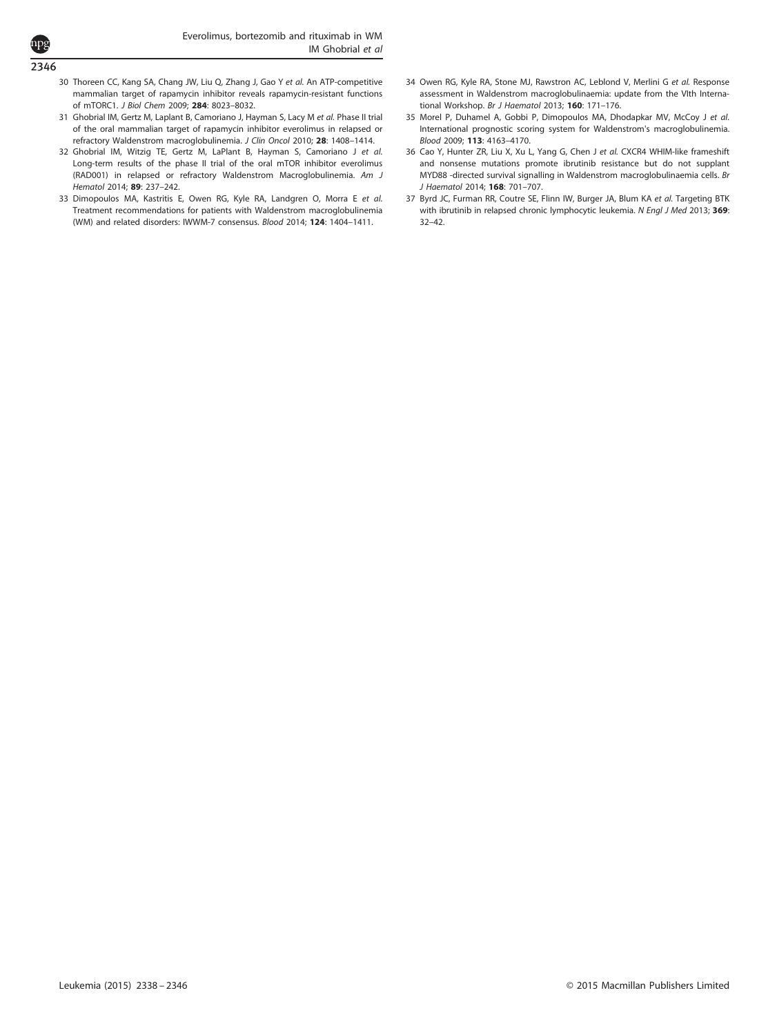30 Thoreen CC, Kang SA, Chang JW, Liu Q, Zhang J, Gao Y *et al.* An ATP-competitive mammalian target of rapamycin inhibitor reveals rapamycin-resistant functions of mTORC1. *J Biol Chem* 2009; **284**: 8023–8032.

31 Ghobrial IM, Gertz M, Laplant B, Camoriano J, Hayman S, Lacy M *et al.* Phase II trial of the oral mammalian target of rapamycin inhibitor everolimus in relapsed or refractory Waldenstrom macroglobulinemia. *J Clin Oncol* 2010; **28**: 1408–1414.

32 Ghobrial IM, Witzig TE, Gertz M, LaPlant B, Hayman S, Camoriano J *et al.* Long-term results of the phase II trial of the oral mTOR inhibitor everolimus (RAD001) in relapsed or refractory Waldenstrom Macroglobulinemia. *Am J Hematol* 2014; **89**: 237–242.

33 Dimopoulos MA, Kastritis E, Owen RG, Kyle RA, Landgren O, Morra E *et al.* Treatment recommendations for patients with Waldenstrom macroglobulinemia (WM) and related disorders: IWWM-7 consensus. *Blood* 2014; **124**: 1404–1411.

34 Owen RG, Kyle RA, Stone MJ, Rawstron AC, Leblond V, Merlini G *et al.* Response assessment in Waldenstrom macroglobulinaemia: update from the VIth International Workshop. *Br J Haematol* 2013; **160**: 171–176.

35 Morel P, Duhamel A, Gobbi P, Dimopoulos MA, Dhodapkar MV, McCoy J *et al.* International prognostic scoring system for Waldenstrom's macroglobulinemia. *Blood* 2009; **113**: 4163–4170.

36 Cao Y, Hunter ZR, Liu X, Xu L, Yang G, Chen J *et al.* CXCR4 WHIM-like frameshift and nonsense mutations promote ibrutinib resistance but do not supplant MYD88 -directed survival signalling in Waldenstrom macroglobulinaemia cells. *Br J Haematol* 2014; **168**: 701–707.

37 Byrd JC, Furman RR, Coutre SE, Flinn IW, Burger JA, Blum KA *et al.* Targeting BTK with ibrutinib in relapsed chronic lymphocytic leukemia. *N Engl J Med* 2013; **369**: 32–42.